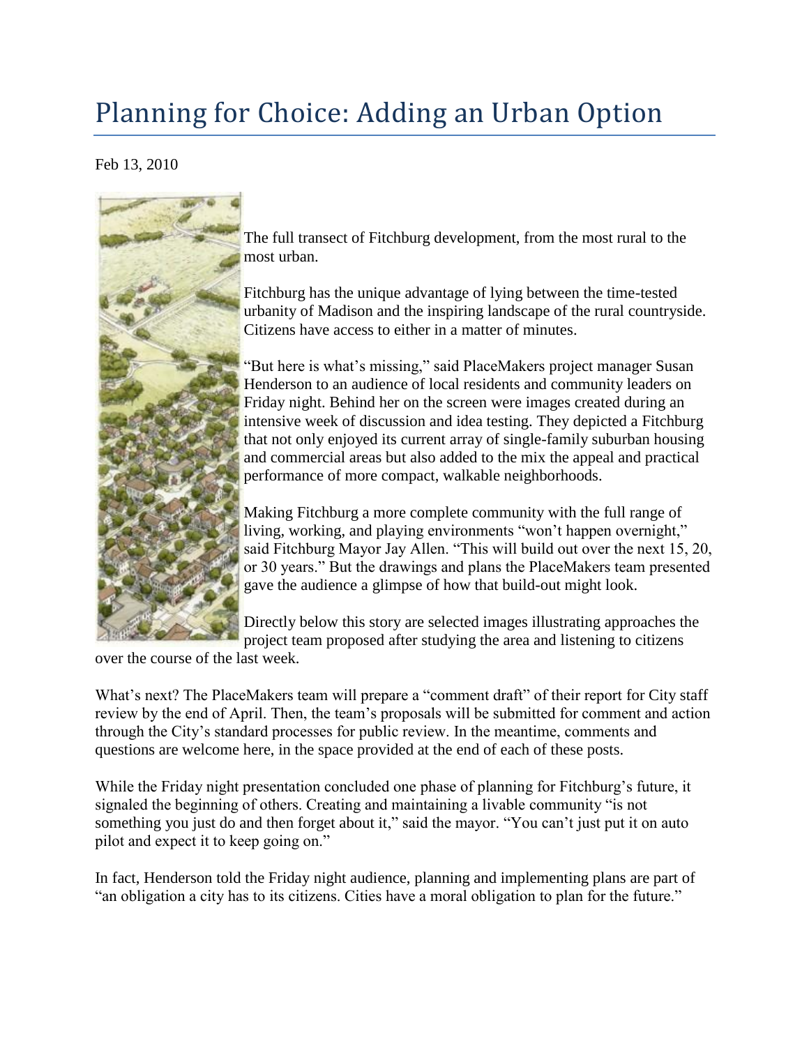# Planning for Choice: Adding an Urban Option

Feb 13, 2010

The full transect of Fitchburg development, from the most rural to the most urban.

Fitchburg has the unique advantage of lying between the time-tested urbanity of Madison and the inspiring landscape of the rural countryside. Citizens have access to either in a matter of minutes.

"But here is what's missing," said PlaceMakers project manager Susan Henderson to an audience of local residents and community leaders on Friday night. Behind her on the screen were images created during an intensive week of discussion and idea testing. They depicted a Fitchburg that not only enjoyed its current array of single-family suburban housing and commercial areas but also added to the mix the appeal and practical performance of more compact, walkable neighborhoods.

Making Fitchburg a more complete community with the full range of living, working, and playing environments "won't happen overnight," said Fitchburg Mayor Jay Allen. "This will build out over the next 15, 20, or 30 years." But the drawings and plans the PlaceMakers team presented gave the audience a glimpse of how that build-out might look.

Directly below this story are selected images illustrating approaches the project team proposed after studying the area and listening to citizens over the course of the last week.

What's next? The PlaceMakers team will prepare a "comment draft" of their report for City staff review by the end of April. Then, the team's proposals will be submitted for comment and action through the City's standard processes for public review. In the meantime, comments and questions are welcome here, in the space provided at the end of each of these posts.

While the Friday night presentation concluded one phase of planning for Fitchburg's future, it signaled the beginning of others. Creating and maintaining a livable community "is not something you just do and then forget about it," said the mayor. "You can't just put it on auto pilot and expect it to keep going on."

In fact, Henderson told the Friday night audience, planning and implementing plans are part of "an obligation a city has to its citizens. Cities have a moral obligation to plan for the future."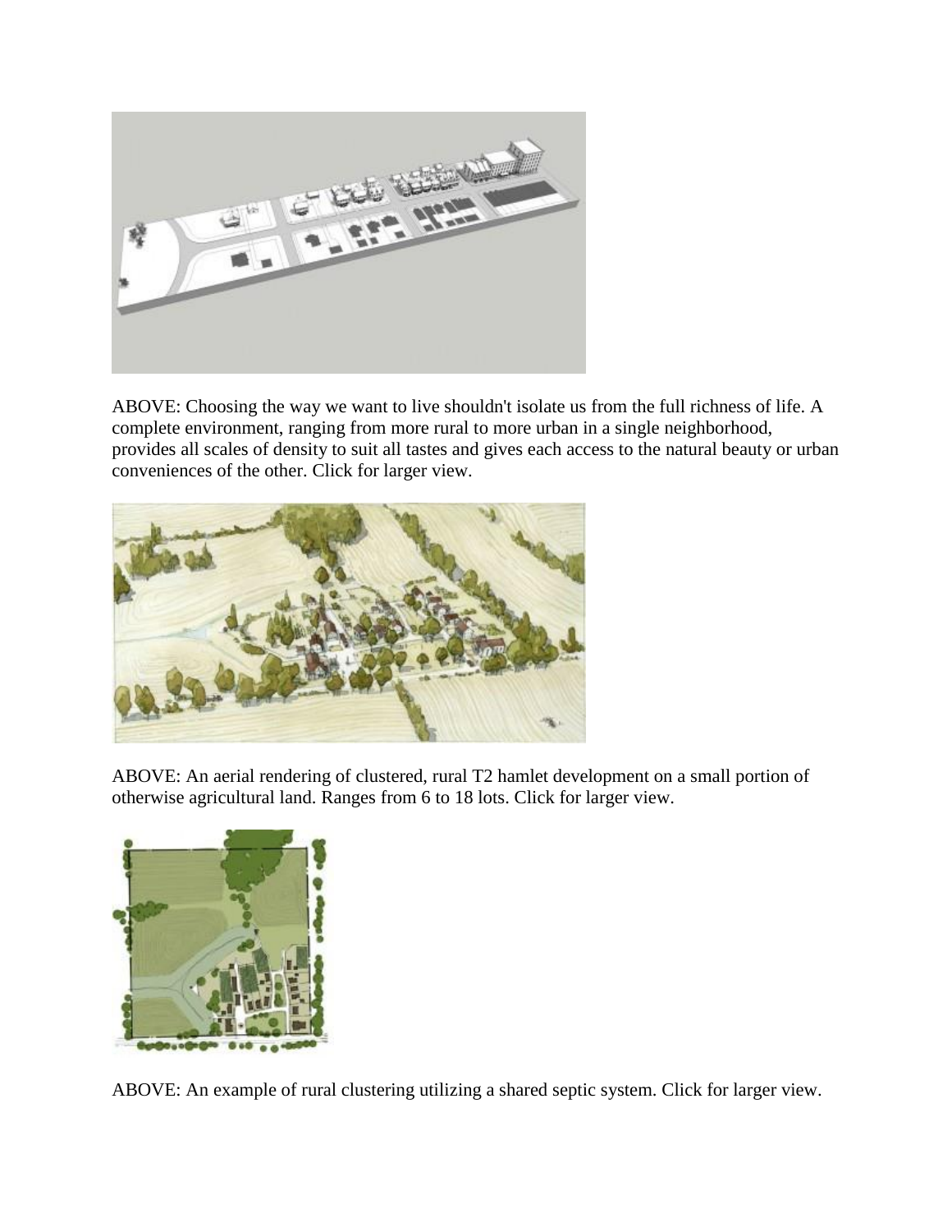ABOVE: Choosing the way we want to live shouldn't isolate us from the full richness of life. A complete environment, ranging from more rural to more urban in a single neighborhood, provides all scales of density to suit all tastes and gives each access to the natural beauty or urban conveniences of the other. Click for larger view.

ABOVE: An aerial rendering of clustered, rural T2 hamlet development on a small portion of otherwise agricultural land. Ranges from 6 to 18 lots. Click for larger view.

ABOVE: An example of rural clustering utilizing a shared septic system. Click for larger view.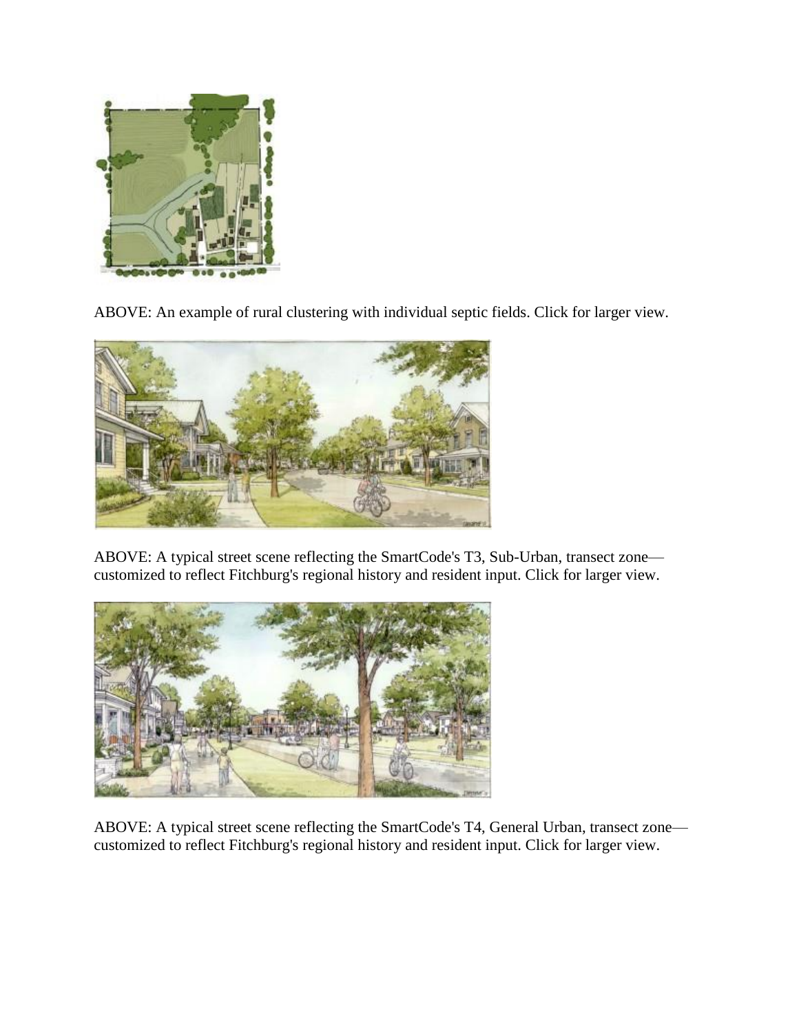ABOVE: An example of rural clustering with individual septic fields. Click for larger view.

ABOVE: A typical street scene reflecting the SmartCode's T3, Sub-Urban, transect zone—customized to reflect Fitchburg's regional history and resident input. Click for larger view.

ABOVE: A typical street scene reflecting the SmartCode's T4, General Urban, transect zone—customized to reflect Fitchburg's regional history and resident input. Click for larger view.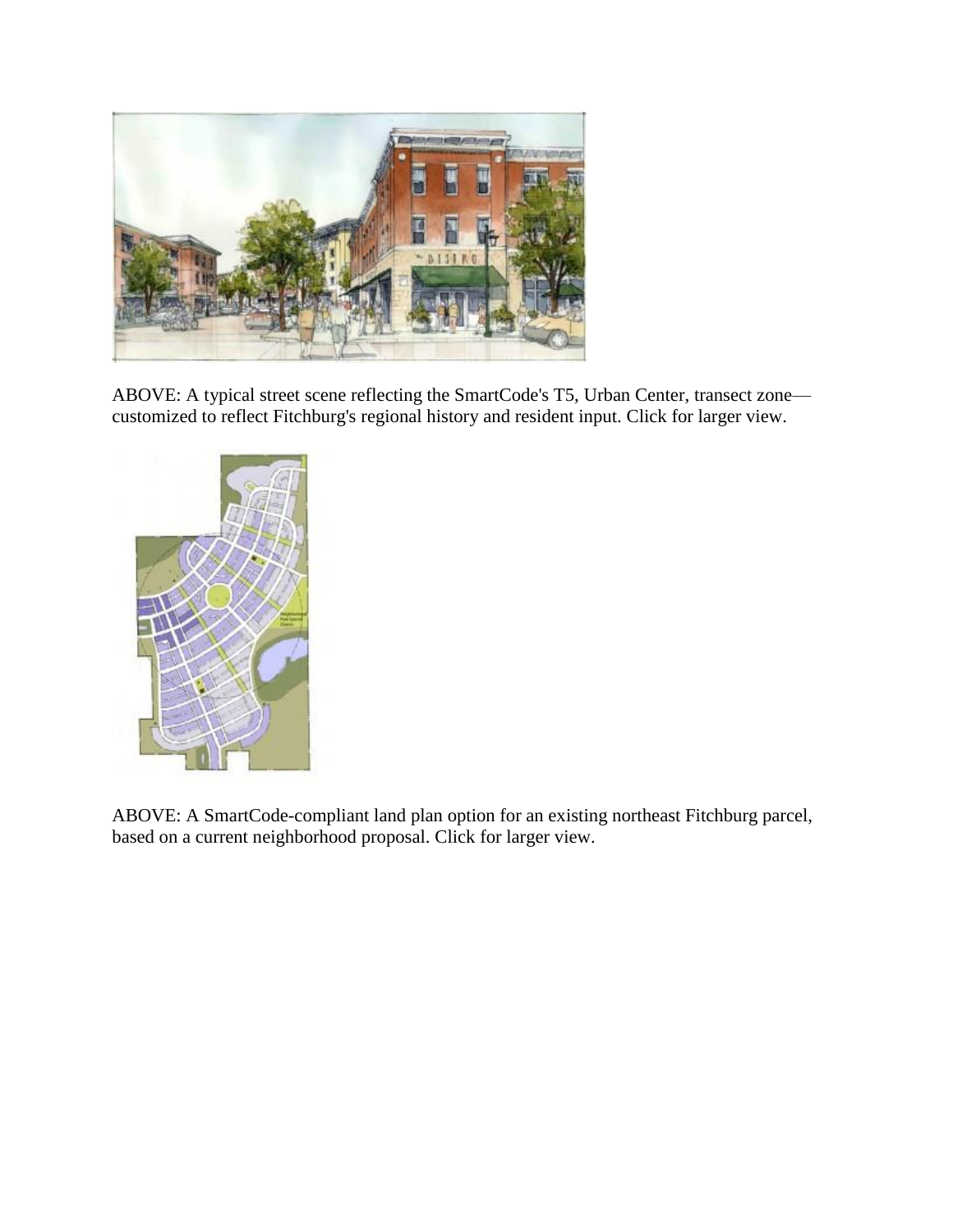ABOVE: A typical street scene reflecting the SmartCode's T5, Urban Center, transect zone—customized to reflect Fitchburg's regional history and resident input. Click for larger view.

ABOVE: A SmartCode-compliant land plan option for an existing northeast Fitchburg parcel, based on a current neighborhood proposal. Click for larger view.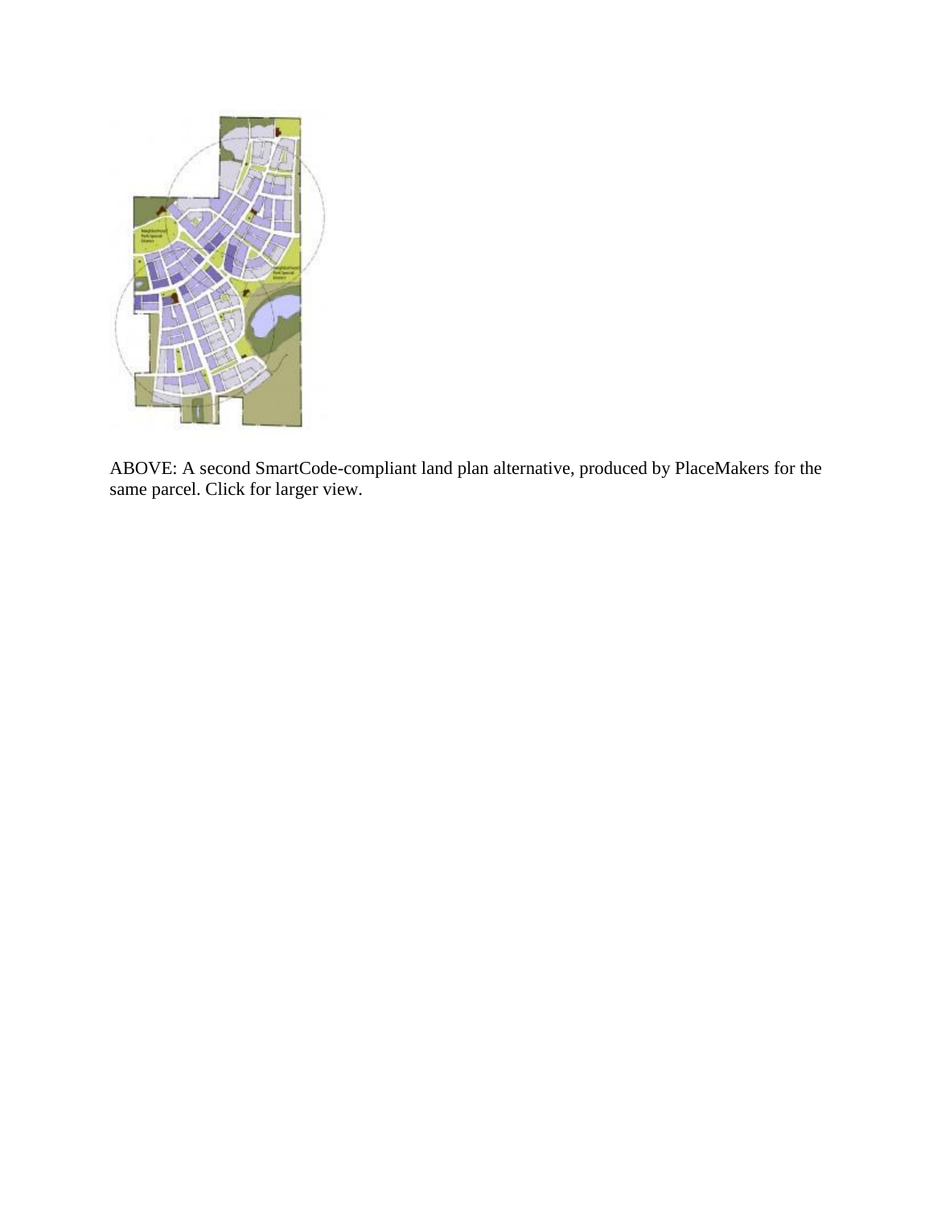ABOVE: A second SmartCode-compliant land plan alternative, produced by PlaceMakers for the same parcel. Click for larger view.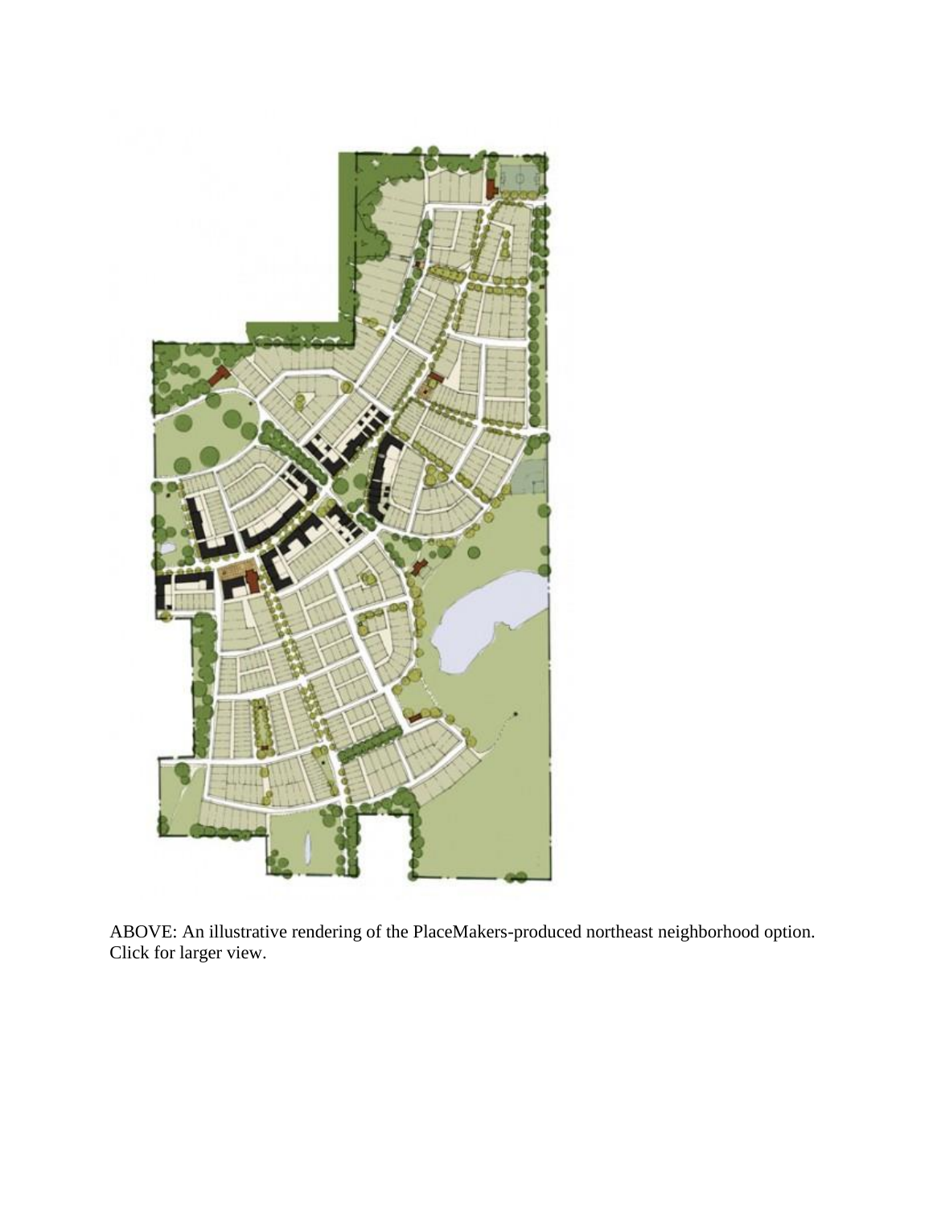ABOVE: An illustrative rendering of the PlaceMakers-produced northeast neighborhood option. Click for larger view.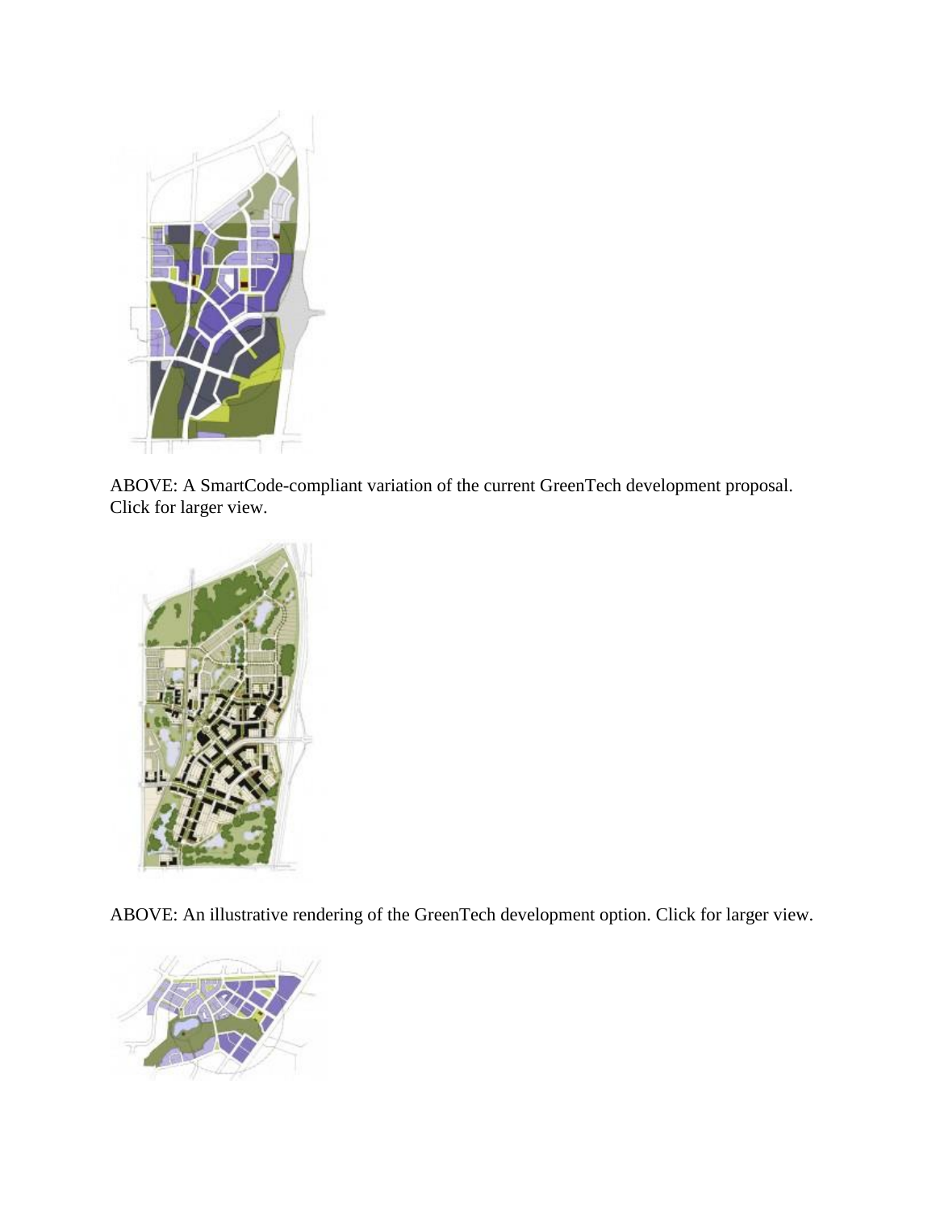ABOVE: A SmartCode-compliant variation of the current GreenTech development proposal. Click for larger view.

ABOVE: An illustrative rendering of the GreenTech development option. Click for larger view.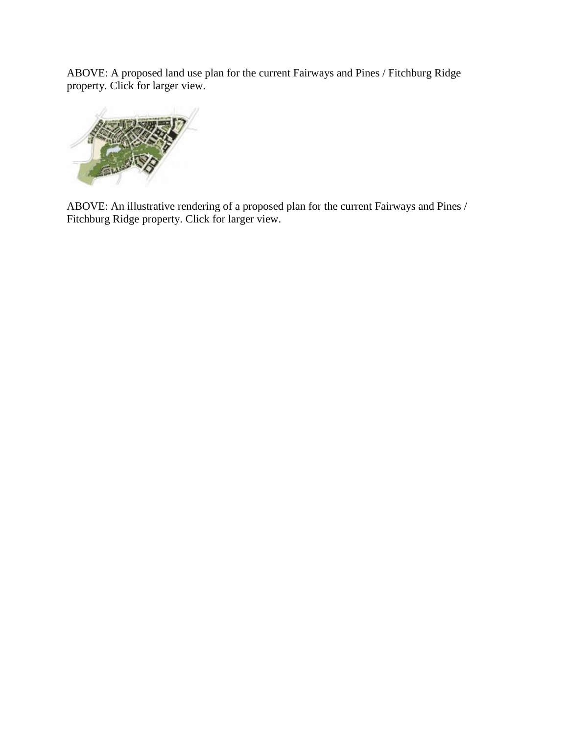ABOVE: A proposed land use plan for the current Fairways and Pines / Fitchburg Ridge property. Click for larger view.

ABOVE: An illustrative rendering of a proposed plan for the current Fairways and Pines / Fitchburg Ridge property. Click for larger view.